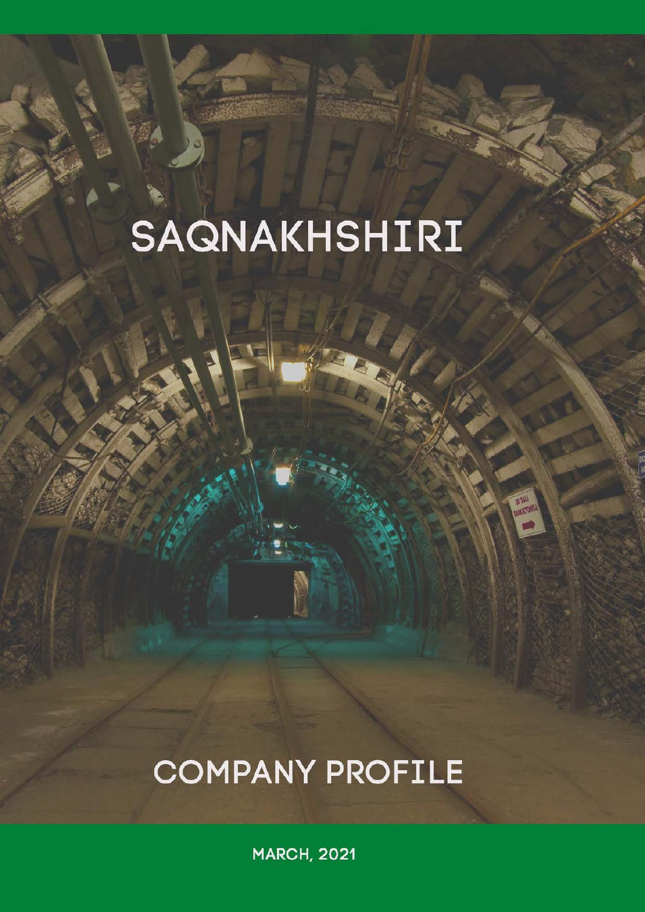# SAQNAKHSHIRI

## COMPANY PROFILE

MARCH, 2021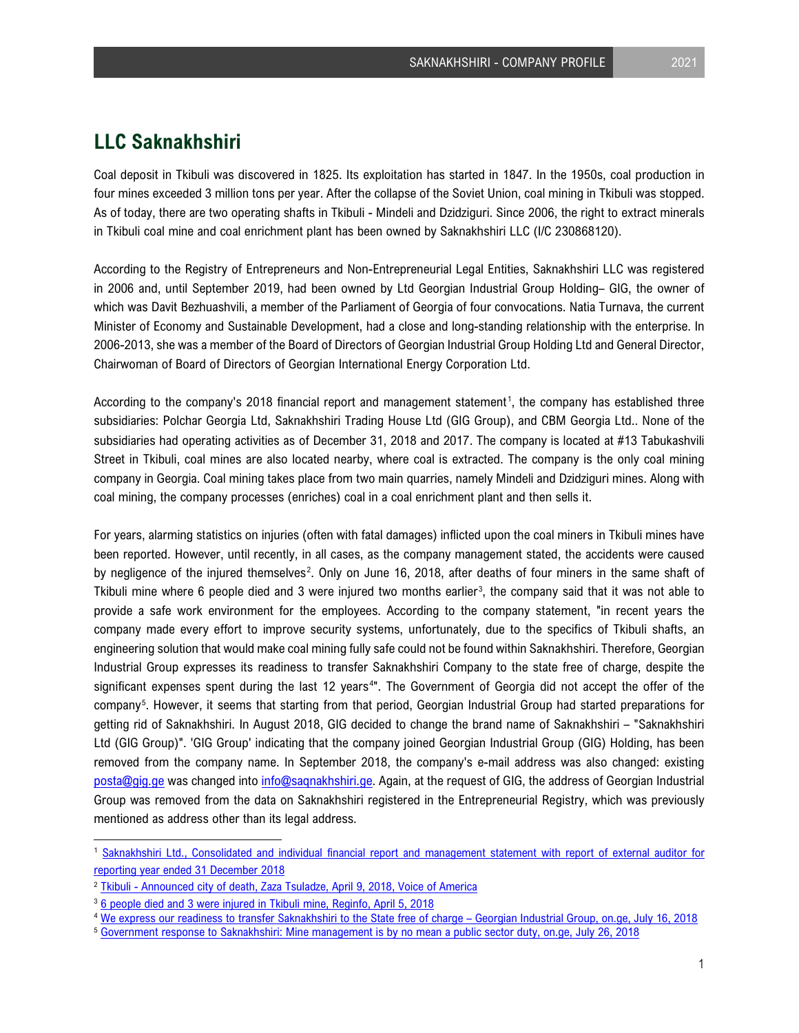## LLC Saknakhshiri

Coal deposit in Tkibuli was discovered in 1825. Its exploitation has started in 1847. In the 1950s, coal production in four mines exceeded 3 million tons per year. After the collapse of the Soviet Union, coal mining in Tkibuli was stopped. As of today, there are two operating shafts in Tkibuli - Mindeli and Dzidziguri. Since 2006, the right to extract minerals in Tkibuli coal mine and coal enrichment plant has been owned by Saknakhshiri LLC (I/C 230868120).

According to the Registry of Entrepreneurs and Non-Entrepreneurial Legal Entities, Saknakhshiri LLC was registered in 2006 and, until September 2019, had been owned by Ltd Georgian Industrial Group Holding– GIG, the owner of which was Davit Bezhuashvili, a member of the Parliament of Georgia of four convocations. Natia Turnava, the current Minister of Economy and Sustainable Development, had a close and long-standing relationship with the enterprise. In 2006-2013, she was a member of the Board of Directors of Georgian Industrial Group Holding Ltd and General Director, Chairwoman of Board of Directors of Georgian International Energy Corporation Ltd.

According to the company's 2018 financial report and management statement[1], the company has established three subsidiaries: Polchar Georgia Ltd, Saknakhshiri Trading House Ltd (GIG Group), and CBM Georgia Ltd.. None of the subsidiaries had operating activities as of December 31, 2018 and 2017. The company is located at #13 Tabukashvili Street in Tkibuli, coal mines are also located nearby, where coal is extracted. The company is the only coal mining company in Georgia. Coal mining takes place from two main quarries, namely Mindeli and Dzidziguri mines. Along with coal mining, the company processes (enriches) coal in a coal enrichment plant and then sells it.

For years, alarming statistics on injuries (often with fatal damages) inflicted upon the coal miners in Tkibuli mines have been reported. However, until recently, in all cases, as the company management stated, the accidents were caused by negligence of the injured themselves[2]. Only on June 16, 2018, after deaths of four miners in the same shaft of Tkibuli mine where 6 people died and 3 were injured two months earlier[3], the company said that it was not able to provide a safe work environment for the employees. According to the company statement, "in recent years the company made every effort to improve security systems, unfortunately, due to the specifics of Tkibuli shafts, an engineering solution that would make coal mining fully safe could not be found within Saknakhshiri. Therefore, Georgian Industrial Group expresses its readiness to transfer Saknakhshiri Company to the state free of charge, despite the significant expenses spent during the last 12 years[4]". The Government of Georgia did not accept the offer of the company[5]. However, it seems that starting from that period, Georgian Industrial Group had started preparations for getting rid of Saknakhshiri. In August 2018, GIG decided to change the brand name of Saknakhshiri – "Saknakhshiri Ltd (GIG Group)". 'GIG Group' indicating that the company joined Georgian Industrial Group (GIG) Holding, has been removed from the company name. In September 2018, the company's e-mail address was also changed: existing posta@gig.ge was changed into info@saqnakhshiri.ge. Again, at the request of GIG, the address of Georgian Industrial Group was removed from the data on Saknakhshiri registered in the Entrepreneurial Registry, which was previously mentioned as address other than its legal address.

---

[1] Saknakhshiri Ltd., Consolidated and individual financial report and management statement with report of external auditor for reporting year ended 31 December 2018

[2] Tkibuli - Announced city of death, Zaza Tsuladze, April 9, 2018, Voice of America

[3] 6 people died and 3 were injured in Tkibuli mine, Reginfo, April 5, 2018

[4] We express our readiness to transfer Saknakhshiri to the State free of charge – Georgian Industrial Group, on.ge, July 16, 2018

[5] Government response to Saknakhshiri: Mine management is by no mean a public sector duty, on.ge, July 26, 2018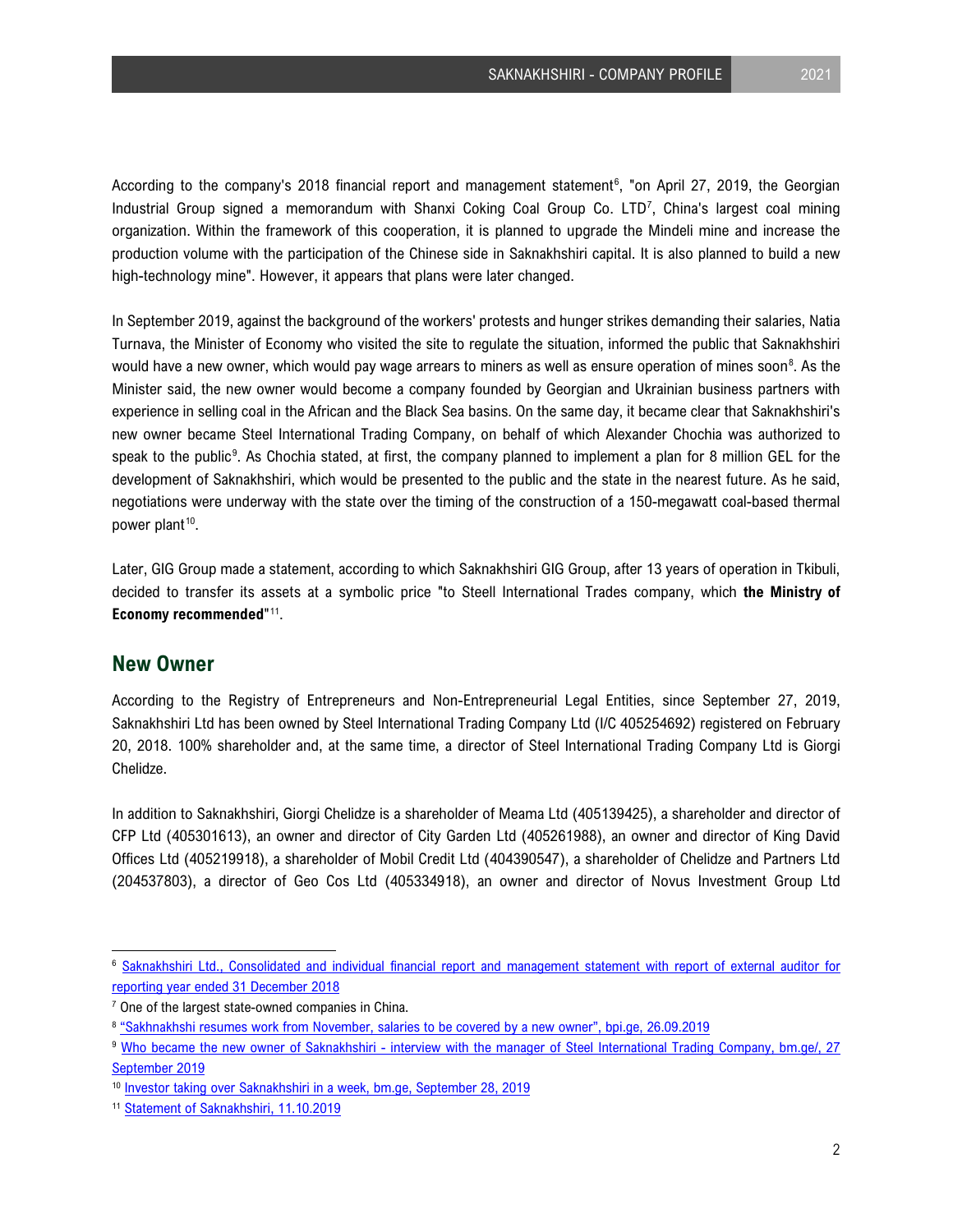According to the company's 2018 financial report and management statement[6], "on April 27, 2019, the Georgian Industrial Group signed a memorandum with Shanxi Coking Coal Group Co. LTD[7], China's largest coal mining organization. Within the framework of this cooperation, it is planned to upgrade the Mindeli mine and increase the production volume with the participation of the Chinese side in Saknakhshiri capital. It is also planned to build a new high-technology mine". However, it appears that plans were later changed.

In September 2019, against the background of the workers' protests and hunger strikes demanding their salaries, Natia Turnava, the Minister of Economy who visited the site to regulate the situation, informed the public that Saknakhshiri would have a new owner, which would pay wage arrears to miners as well as ensure operation of mines soon[8]. As the Minister said, the new owner would become a company founded by Georgian and Ukrainian business partners with experience in selling coal in the African and the Black Sea basins. On the same day, it became clear that Saknakhshiri's new owner became Steel International Trading Company, on behalf of which Alexander Chochia was authorized to speak to the public[9]. As Chochia stated, at first, the company planned to implement a plan for 8 million GEL for the development of Saknakhshiri, which would be presented to the public and the state in the nearest future. As he said, negotiations were underway with the state over the timing of the construction of a 150-megawatt coal-based thermal power plant[10].

Later, GIG Group made a statement, according to which Saknakhshiri GIG Group, after 13 years of operation in Tkibuli, decided to transfer its assets at a symbolic price "to Steell International Trades company, which **the Ministry of Economy recommended**"[11].

## New Owner

According to the Registry of Entrepreneurs and Non-Entrepreneurial Legal Entities, since September 27, 2019, Saknakhshiri Ltd has been owned by Steel International Trading Company Ltd (I/C 405254692) registered on February 20, 2018. 100% shareholder and, at the same time, a director of Steel International Trading Company Ltd is Giorgi Chelidze.

In addition to Saknakhshiri, Giorgi Chelidze is a shareholder of Meama Ltd (405139425), a shareholder and director of CFP Ltd (405301613), an owner and director of City Garden Ltd (405261988), an owner and director of King David Offices Ltd (405219918), a shareholder of Mobil Credit Ltd (404390547), a shareholder of Chelidze and Partners Ltd (204537803), a director of Geo Cos Ltd (405334918), an owner and director of Novus Investment Group Ltd

---

[6] Saknakhshiri Ltd., Consolidated and individual financial report and management statement with report of external auditor for reporting year ended 31 December 2018

[7] One of the largest state-owned companies in China.

[8] "Sakhnakhshi resumes work from November, salaries to be covered by a new owner", bpi.ge, 26.09.2019

[9] Who became the new owner of Saknakhshiri - interview with the manager of Steel International Trading Company, bm.ge/, 27 September 2019

[10] Investor taking over Saknakhshiri in a week, bm.ge, September 28, 2019

[11] Statement of Saknakhshiri, 11.10.2019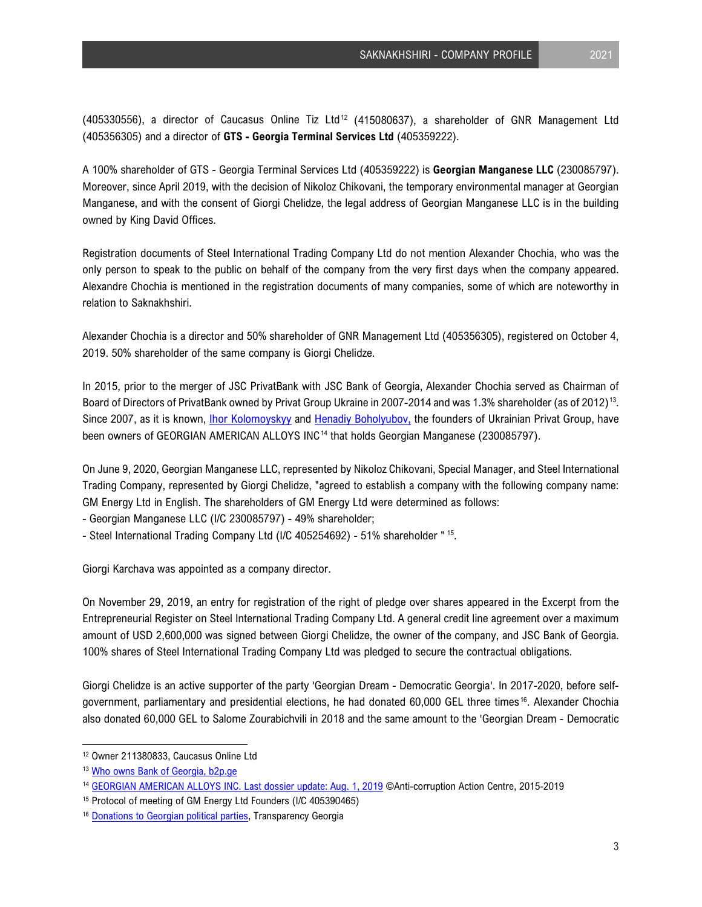(405330556), a director of Caucasus Online Tiz Ltd[12] (415080637), a shareholder of GNR Management Ltd (405356305) and a director of **GTS - Georgia Terminal Services Ltd** (405359222).

A 100% shareholder of GTS - Georgia Terminal Services Ltd (405359222) is **Georgian Manganese LLC** (230085797). Moreover, since April 2019, with the decision of Nikoloz Chikovani, the temporary environmental manager at Georgian Manganese, and with the consent of Giorgi Chelidze, the legal address of Georgian Manganese LLC is in the building owned by King David Offices.

Registration documents of Steel International Trading Company Ltd do not mention Alexander Chochia, who was the only person to speak to the public on behalf of the company from the very first days when the company appeared. Alexandre Chochia is mentioned in the registration documents of many companies, some of which are noteworthy in relation to Saknakhshiri.

Alexander Chochia is a director and 50% shareholder of GNR Management Ltd (405356305), registered on October 4, 2019. 50% shareholder of the same company is Giorgi Chelidze.

In 2015, prior to the merger of JSC PrivatBank with JSC Bank of Georgia, Alexander Chochia served as Chairman of Board of Directors of PrivatBank owned by Privat Group Ukraine in 2007-2014 and was 1.3% shareholder (as of 2012)[13]. Since 2007, as it is known, Ihor Kolomoyskyy and Henadiy Boholyubov, the founders of Ukrainian Privat Group, have been owners of GEORGIAN AMERICAN ALLOYS INC[14] that holds Georgian Manganese (230085797).

On June 9, 2020, Georgian Manganese LLC, represented by Nikoloz Chikovani, Special Manager, and Steel International Trading Company, represented by Giorgi Chelidze, "agreed to establish a company with the following company name: GM Energy Ltd in English. The shareholders of GM Energy Ltd were determined as follows:
- Georgian Manganese LLC (I/C 230085797) - 49% shareholder;
- Steel International Trading Company Ltd (I/C 405254692) - 51% shareholder "[15].

Giorgi Karchava was appointed as a company director.

On November 29, 2019, an entry for registration of the right of pledge over shares appeared in the Excerpt from the Entrepreneurial Register on Steel International Trading Company Ltd. A general credit line agreement over a maximum amount of USD 2,600,000 was signed between Giorgi Chelidze, the owner of the company, and JSC Bank of Georgia. 100% shares of Steel International Trading Company Ltd was pledged to secure the contractual obligations.

Giorgi Chelidze is an active supporter of the party 'Georgian Dream - Democratic Georgia'. In 2017-2020, before self-government, parliamentary and presidential elections, he had donated 60,000 GEL three times[16]. Alexander Chochia also donated 60,000 GEL to Salome Zourabichvili in 2018 and the same amount to the 'Georgian Dream - Democratic

---

[12] Owner 211380833, Caucasus Online Ltd

[13] Who owns Bank of Georgia, b2p.ge

[14] GEORGIAN AMERICAN ALLOYS INC. Last dossier update: Aug. 1, 2019 ©Anti-corruption Action Centre, 2015-2019

[15] Protocol of meeting of GM Energy Ltd Founders (I/C 405390465)

[16] Donations to Georgian political parties, Transparency Georgia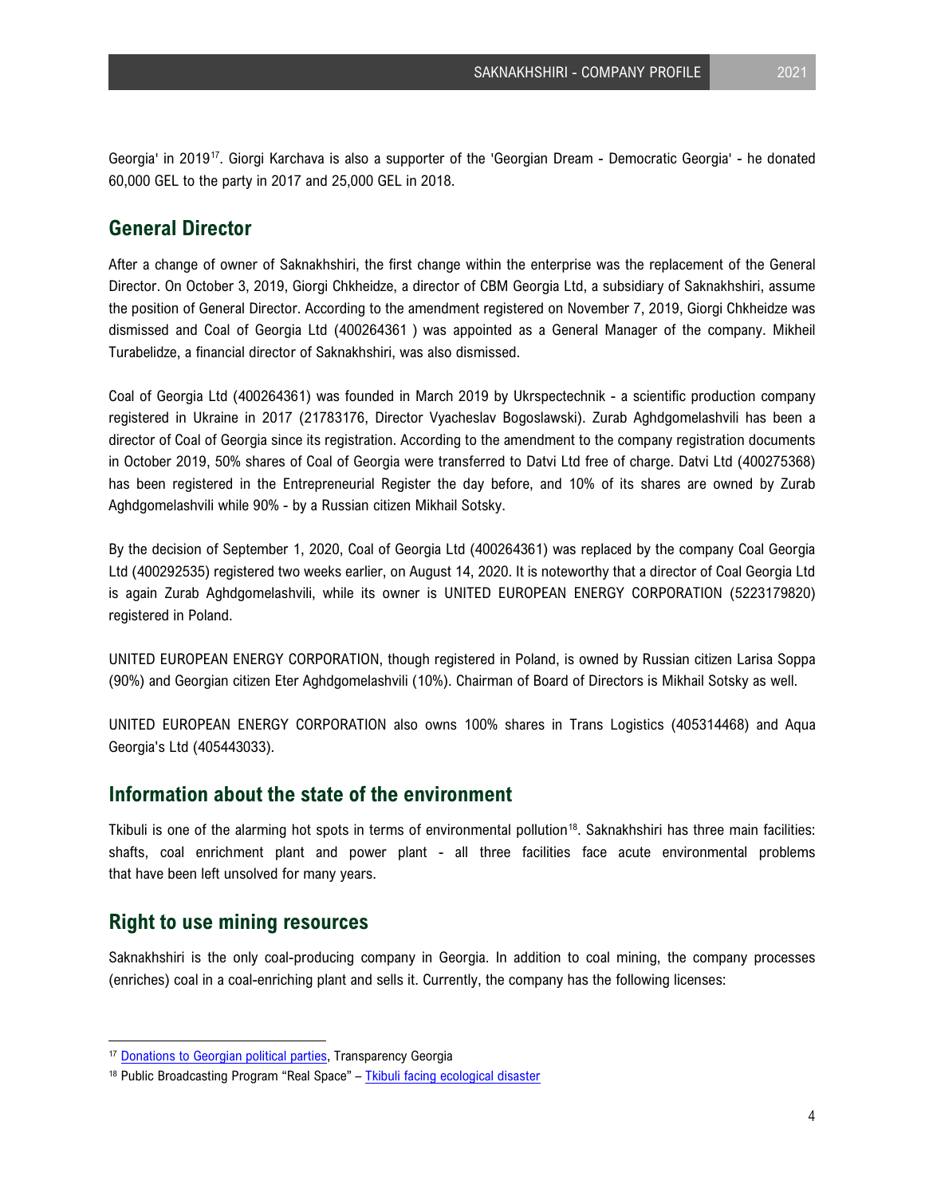Georgia' in 2019[17]. Giorgi Karchava is also a supporter of the 'Georgian Dream - Democratic Georgia' - he donated 60,000 GEL to the party in 2017 and 25,000 GEL in 2018.

## General Director

After a change of owner of Saknakhshiri, the first change within the enterprise was the replacement of the General Director. On October 3, 2019, Giorgi Chkheidze, a director of CBM Georgia Ltd, a subsidiary of Saknakhshiri, assume the position of General Director. According to the amendment registered on November 7, 2019, Giorgi Chkheidze was dismissed and Coal of Georgia Ltd (400264361 ) was appointed as a General Manager of the company. Mikheil Turabelidze, a financial director of Saknakhshiri, was also dismissed.

Coal of Georgia Ltd (400264361) was founded in March 2019 by Ukrspectechnik - a scientific production company registered in Ukraine in 2017 (21783176, Director Vyacheslav Bogoslawski). Zurab Aghdgomelashvili has been a director of Coal of Georgia since its registration. According to the amendment to the company registration documents in October 2019, 50% shares of Coal of Georgia were transferred to Datvi Ltd free of charge. Datvi Ltd (400275368) has been registered in the Entrepreneurial Register the day before, and 10% of its shares are owned by Zurab Aghdgomelashvili while 90% - by a Russian citizen Mikhail Sotsky.

By the decision of September 1, 2020, Coal of Georgia Ltd (400264361) was replaced by the company Coal Georgia Ltd (400292535) registered two weeks earlier, on August 14, 2020. It is noteworthy that a director of Coal Georgia Ltd is again Zurab Aghdgomelashvili, while its owner is UNITED EUROPEAN ENERGY CORPORATION (5223179820) registered in Poland.

UNITED EUROPEAN ENERGY CORPORATION, though registered in Poland, is owned by Russian citizen Larisa Soppa (90%) and Georgian citizen Eter Aghdgomelashvili (10%). Chairman of Board of Directors is Mikhail Sotsky as well.

UNITED EUROPEAN ENERGY CORPORATION also owns 100% shares in Trans Logistics (405314468) and Aqua Georgia's Ltd (405443033).

## Information about the state of the environment

Tkibuli is one of the alarming hot spots in terms of environmental pollution[18]. Saknakhshiri has three main facilities: shafts, coal enrichment plant and power plant - all three facilities face acute environmental problems that have been left unsolved for many years.

## Right to use mining resources

Saknakhshiri is the only coal-producing company in Georgia. In addition to coal mining, the company processes (enriches) coal in a coal-enriching plant and sells it. Currently, the company has the following licenses:

---

[17] Donations to Georgian political parties, Transparency Georgia

[18] Public Broadcasting Program "Real Space" – Tkibuli facing ecological disaster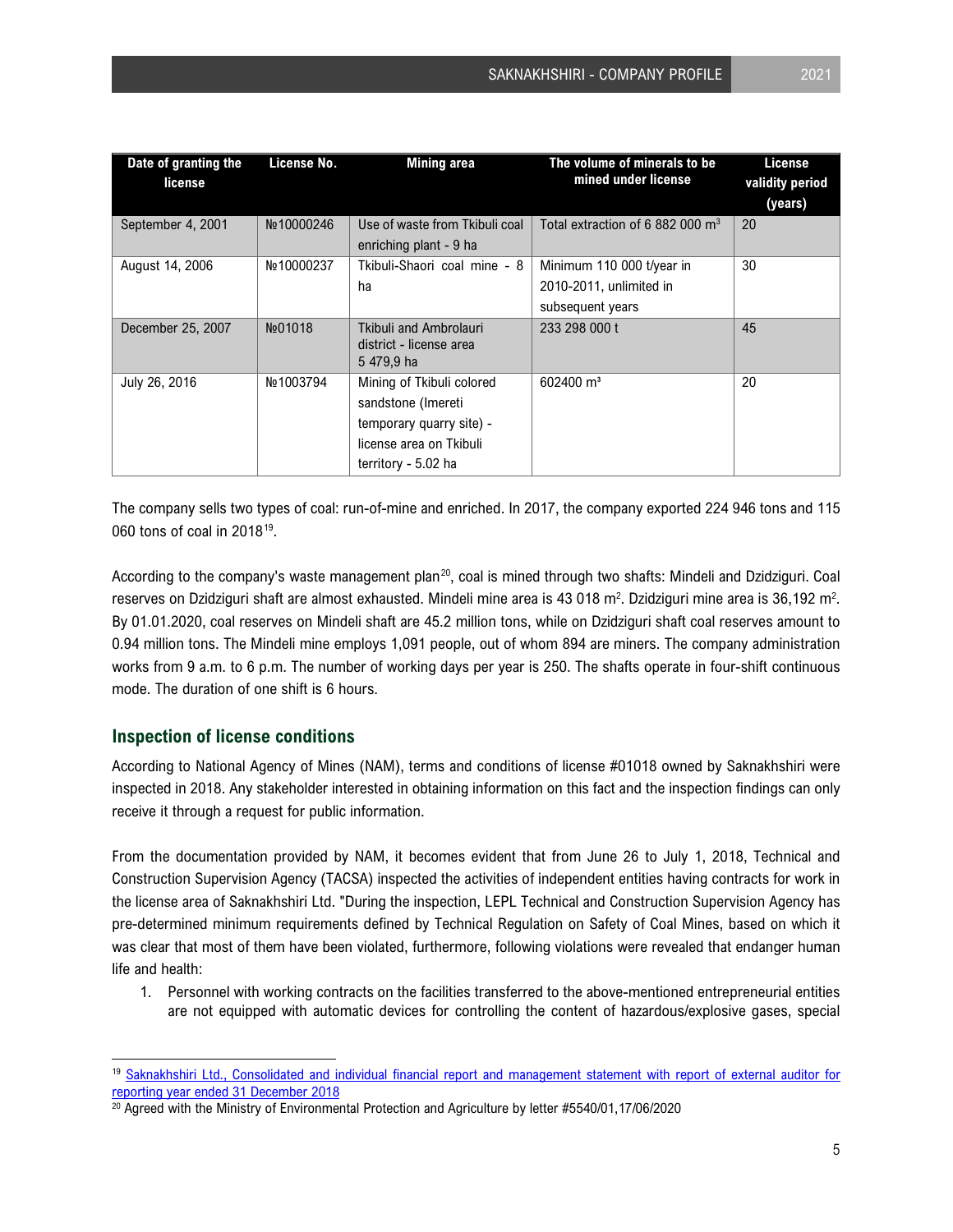| Date of granting the license | License No. | Mining area | The volume of minerals to be mined under license | License validity period (years) |
|---|---|---|---|---|
| September 4, 2001 | №10000246 | Use of waste from Tkibuli coal enriching plant - 9 ha | Total extraction of 6 882 000 m³ | 20 |
| August 14, 2006 | №10000237 | Tkibuli-Shaori coal mine - 8 ha | Minimum 110 000 t/year in 2010-2011, unlimited in subsequent years | 30 |
| December 25, 2007 | №01018 | Tkibuli and Ambrolauri district - license area 5 479,9 ha | 233 298 000 t | 45 |
| July 26, 2016 | №1003794 | Mining of Tkibuli colored sandstone (Imereti temporary quarry site) - license area on Tkibuli territory - 5.02 ha | 602400 m³ | 20 |

The company sells two types of coal: run-of-mine and enriched. In 2017, the company exported 224 946 tons and 115 060 tons of coal in 2018[19].

According to the company's waste management plan[20], coal is mined through two shafts: Mindeli and Dzidziguri. Coal reserves on Dzidziguri shaft are almost exhausted. Mindeli mine area is 43 018 m². Dzidziguri mine area is 36,192 m². By 01.01.2020, coal reserves on Mindeli shaft are 45.2 million tons, while on Dzidziguri shaft coal reserves amount to 0.94 million tons. The Mindeli mine employs 1,091 people, out of whom 894 are miners. The company administration works from 9 a.m. to 6 p.m. The number of working days per year is 250. The shafts operate in four-shift continuous mode. The duration of one shift is 6 hours.

## Inspection of license conditions

According to National Agency of Mines (NAM), terms and conditions of license #01018 owned by Saknakhshiri were inspected in 2018. Any stakeholder interested in obtaining information on this fact and the inspection findings can only receive it through a request for public information.

From the documentation provided by NAM, it becomes evident that from June 26 to July 1, 2018, Technical and Construction Supervision Agency (TACSA) inspected the activities of independent entities having contracts for work in the license area of Saknakhshiri Ltd. "During the inspection, LEPL Technical and Construction Supervision Agency has pre-determined minimum requirements defined by Technical Regulation on Safety of Coal Mines, based on which it was clear that most of them have been violated, furthermore, following violations were revealed that endanger human life and health:

1. Personnel with working contracts on the facilities transferred to the above-mentioned entrepreneurial entities are not equipped with automatic devices for controlling the content of hazardous/explosive gases, special

[19] Saknakhshiri Ltd., Consolidated and individual financial report and management statement with report of external auditor for reporting year ended 31 December 2018

[20] Agreed with the Ministry of Environmental Protection and Agriculture by letter #5540/01,17/06/2020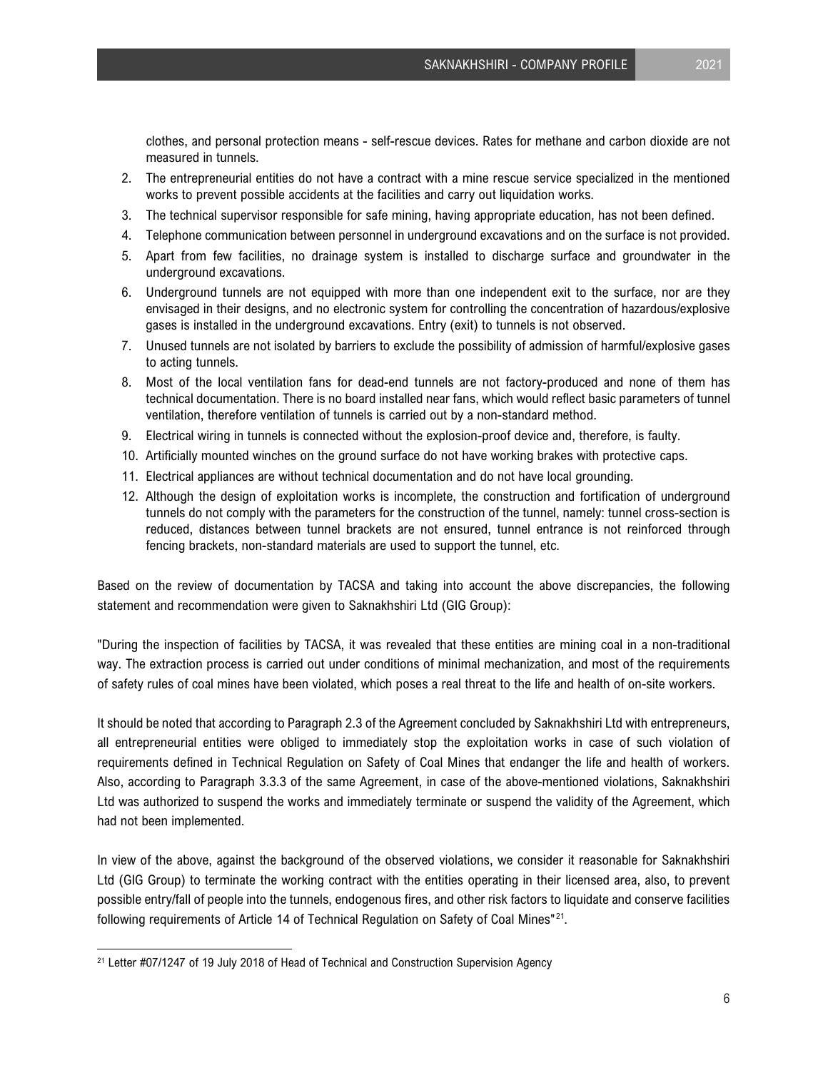clothes, and personal protection means - self-rescue devices. Rates for methane and carbon dioxide are not measured in tunnels.

2. The entrepreneurial entities do not have a contract with a mine rescue service specialized in the mentioned works to prevent possible accidents at the facilities and carry out liquidation works.
3. The technical supervisor responsible for safe mining, having appropriate education, has not been defined.
4. Telephone communication between personnel in underground excavations and on the surface is not provided.
5. Apart from few facilities, no drainage system is installed to discharge surface and groundwater in the underground excavations.
6. Underground tunnels are not equipped with more than one independent exit to the surface, nor are they envisaged in their designs, and no electronic system for controlling the concentration of hazardous/explosive gases is installed in the underground excavations. Entry (exit) to tunnels is not observed.
7. Unused tunnels are not isolated by barriers to exclude the possibility of admission of harmful/explosive gases to acting tunnels.
8. Most of the local ventilation fans for dead-end tunnels are not factory-produced and none of them has technical documentation. There is no board installed near fans, which would reflect basic parameters of tunnel ventilation, therefore ventilation of tunnels is carried out by a non-standard method.
9. Electrical wiring in tunnels is connected without the explosion-proof device and, therefore, is faulty.
10. Artificially mounted winches on the ground surface do not have working brakes with protective caps.
11. Electrical appliances are without technical documentation and do not have local grounding.
12. Although the design of exploitation works is incomplete, the construction and fortification of underground tunnels do not comply with the parameters for the construction of the tunnel, namely: tunnel cross-section is reduced, distances between tunnel brackets are not ensured, tunnel entrance is not reinforced through fencing brackets, non-standard materials are used to support the tunnel, etc.

Based on the review of documentation by TACSA and taking into account the above discrepancies, the following statement and recommendation were given to Saknakhshiri Ltd (GIG Group):

"During the inspection of facilities by TACSA, it was revealed that these entities are mining coal in a non-traditional way. The extraction process is carried out under conditions of minimal mechanization, and most of the requirements of safety rules of coal mines have been violated, which poses a real threat to the life and health of on-site workers.

It should be noted that according to Paragraph 2.3 of the Agreement concluded by Saknakhshiri Ltd with entrepreneurs, all entrepreneurial entities were obliged to immediately stop the exploitation works in case of such violation of requirements defined in Technical Regulation on Safety of Coal Mines that endanger the life and health of workers. Also, according to Paragraph 3.3.3 of the same Agreement, in case of the above-mentioned violations, Saknakhshiri Ltd was authorized to suspend the works and immediately terminate or suspend the validity of the Agreement, which had not been implemented.

In view of the above, against the background of the observed violations, we consider it reasonable for Saknakhshiri Ltd (GIG Group) to terminate the working contract with the entities operating in their licensed area, also, to prevent possible entry/fall of people into the tunnels, endogenous fires, and other risk factors to liquidate and conserve facilities following requirements of Article 14 of Technical Regulation on Safety of Coal Mines"[21].

---

[21] Letter #07/1247 of 19 July 2018 of Head of Technical and Construction Supervision Agency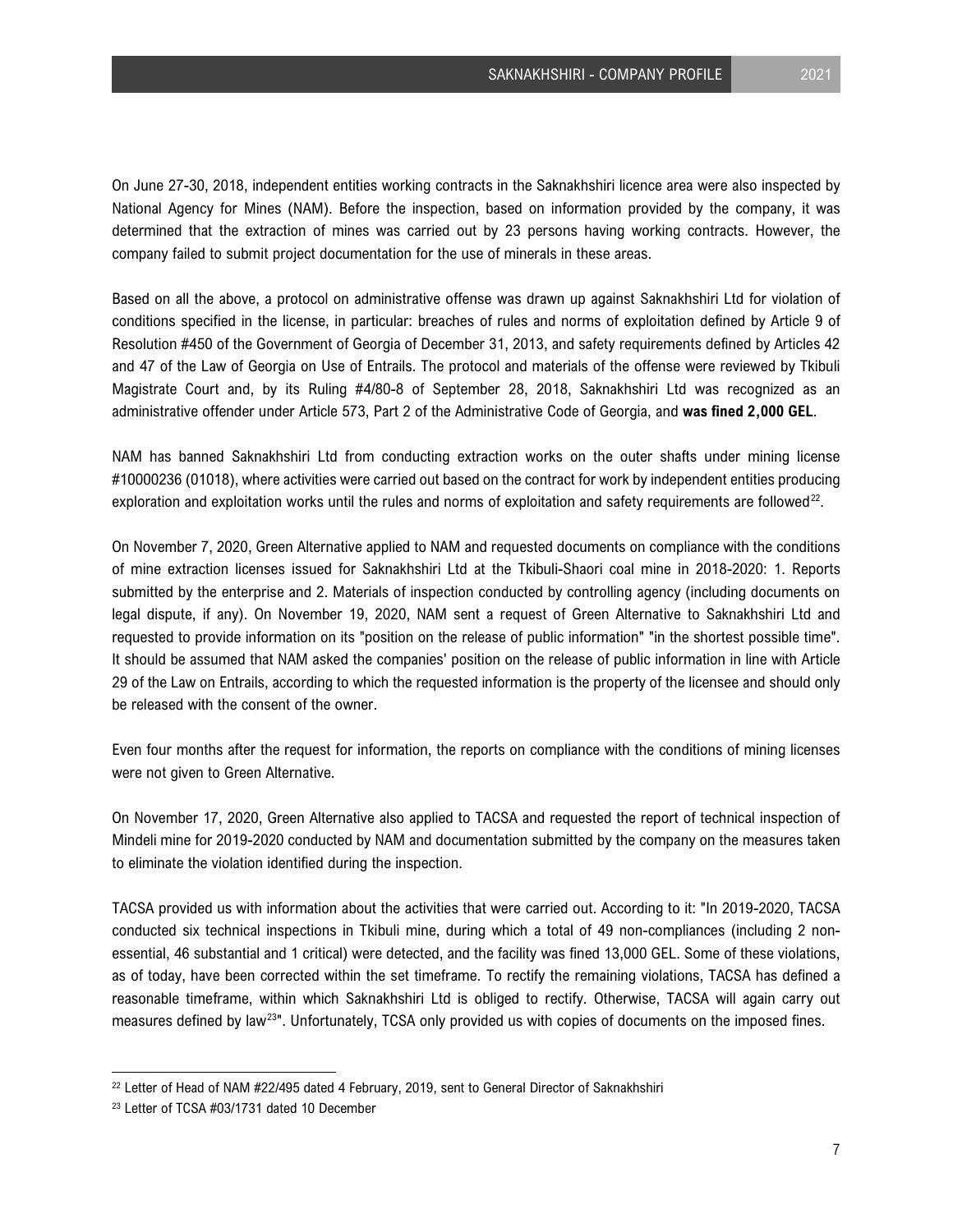On June 27-30, 2018, independent entities working contracts in the Saknakhshiri licence area were also inspected by National Agency for Mines (NAM). Before the inspection, based on information provided by the company, it was determined that the extraction of mines was carried out by 23 persons having working contracts. However, the company failed to submit project documentation for the use of minerals in these areas.

Based on all the above, a protocol on administrative offense was drawn up against Saknakhshiri Ltd for violation of conditions specified in the license, in particular: breaches of rules and norms of exploitation defined by Article 9 of Resolution #450 of the Government of Georgia of December 31, 2013, and safety requirements defined by Articles 42 and 47 of the Law of Georgia on Use of Entrails. The protocol and materials of the offense were reviewed by Tkibuli Magistrate Court and, by its Ruling #4/80-8 of September 28, 2018, Saknakhshiri Ltd was recognized as an administrative offender under Article 573, Part 2 of the Administrative Code of Georgia, and **was fined 2,000 GEL**.

NAM has banned Saknakhshiri Ltd from conducting extraction works on the outer shafts under mining license #10000236 (01018), where activities were carried out based on the contract for work by independent entities producing exploration and exploitation works until the rules and norms of exploitation and safety requirements are followed[22].

On November 7, 2020, Green Alternative applied to NAM and requested documents on compliance with the conditions of mine extraction licenses issued for Saknakhshiri Ltd at the Tkibuli-Shaori coal mine in 2018-2020: 1. Reports submitted by the enterprise and 2. Materials of inspection conducted by controlling agency (including documents on legal dispute, if any). On November 19, 2020, NAM sent a request of Green Alternative to Saknakhshiri Ltd and requested to provide information on its "position on the release of public information" "in the shortest possible time". It should be assumed that NAM asked the companies' position on the release of public information in line with Article 29 of the Law on Entrails, according to which the requested information is the property of the licensee and should only be released with the consent of the owner.

Even four months after the request for information, the reports on compliance with the conditions of mining licenses were not given to Green Alternative.

On November 17, 2020, Green Alternative also applied to TACSA and requested the report of technical inspection of Mindeli mine for 2019-2020 conducted by NAM and documentation submitted by the company on the measures taken to eliminate the violation identified during the inspection.

TACSA provided us with information about the activities that were carried out. According to it: "In 2019-2020, TACSA conducted six technical inspections in Tkibuli mine, during which a total of 49 non-compliances (including 2 non-essential, 46 substantial and 1 critical) were detected, and the facility was fined 13,000 GEL. Some of these violations, as of today, have been corrected within the set timeframe. To rectify the remaining violations, TACSA has defined a reasonable timeframe, within which Saknakhshiri Ltd is obliged to rectify. Otherwise, TACSA will again carry out measures defined by law[23]". Unfortunately, TCSA only provided us with copies of documents on the imposed fines.

---

[22] Letter of Head of NAM #22/495 dated 4 February, 2019, sent to General Director of Saknakhshiri

[23] Letter of TCSA #03/1731 dated 10 December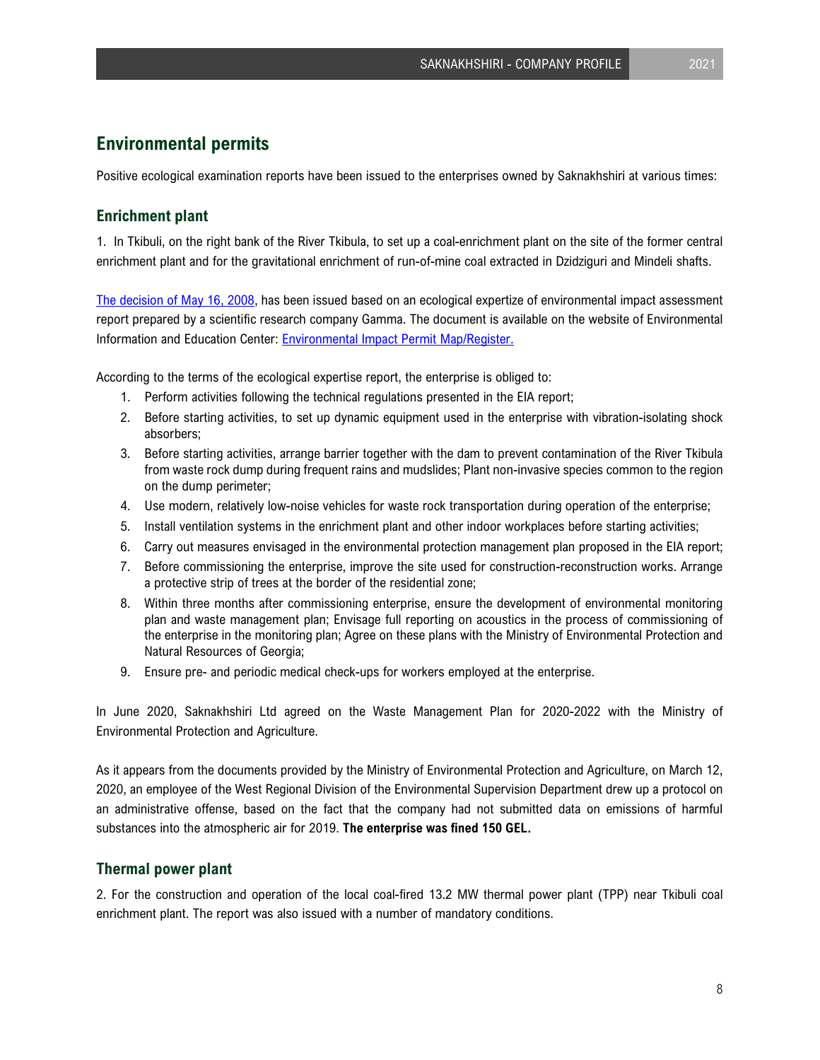## Environmental permits

Positive ecological examination reports have been issued to the enterprises owned by Saknakhshiri at various times:

### Enrichment plant

1. In Tkibuli, on the right bank of the River Tkibula, to set up a coal-enrichment plant on the site of the former central enrichment plant and for the gravitational enrichment of run-of-mine coal extracted in Dzidziguri and Mindeli shafts.

[The decision of May 16, 2008](), has been issued based on an ecological expertize of environmental impact assessment report prepared by a scientific research company Gamma. The document is available on the website of Environmental Information and Education Center: [Environmental Impact Permit Map/Register.]()

According to the terms of the ecological expertise report, the enterprise is obliged to:

1. Perform activities following the technical regulations presented in the EIA report;
2. Before starting activities, to set up dynamic equipment used in the enterprise with vibration-isolating shock absorbers;
3. Before starting activities, arrange barrier together with the dam to prevent contamination of the River Tkibula from waste rock dump during frequent rains and mudslides; Plant non-invasive species common to the region on the dump perimeter;
4. Use modern, relatively low-noise vehicles for waste rock transportation during operation of the enterprise;
5. Install ventilation systems in the enrichment plant and other indoor workplaces before starting activities;
6. Carry out measures envisaged in the environmental protection management plan proposed in the EIA report;
7. Before commissioning the enterprise, improve the site used for construction-reconstruction works. Arrange a protective strip of trees at the border of the residential zone;
8. Within three months after commissioning enterprise, ensure the development of environmental monitoring plan and waste management plan; Envisage full reporting on acoustics in the process of commissioning of the enterprise in the monitoring plan; Agree on these plans with the Ministry of Environmental Protection and Natural Resources of Georgia;
9. Ensure pre- and periodic medical check-ups for workers employed at the enterprise.

In June 2020, Saknakhshiri Ltd agreed on the Waste Management Plan for 2020-2022 with the Ministry of Environmental Protection and Agriculture.

As it appears from the documents provided by the Ministry of Environmental Protection and Agriculture, on March 12, 2020, an employee of the West Regional Division of the Environmental Supervision Department drew up a protocol on an administrative offense, based on the fact that the company had not submitted data on emissions of harmful substances into the atmospheric air for 2019. **The enterprise was fined 150 GEL.**

### Thermal power plant

2. For the construction and operation of the local coal-fired 13.2 MW thermal power plant (TPP) near Tkibuli coal enrichment plant. The report was also issued with a number of mandatory conditions.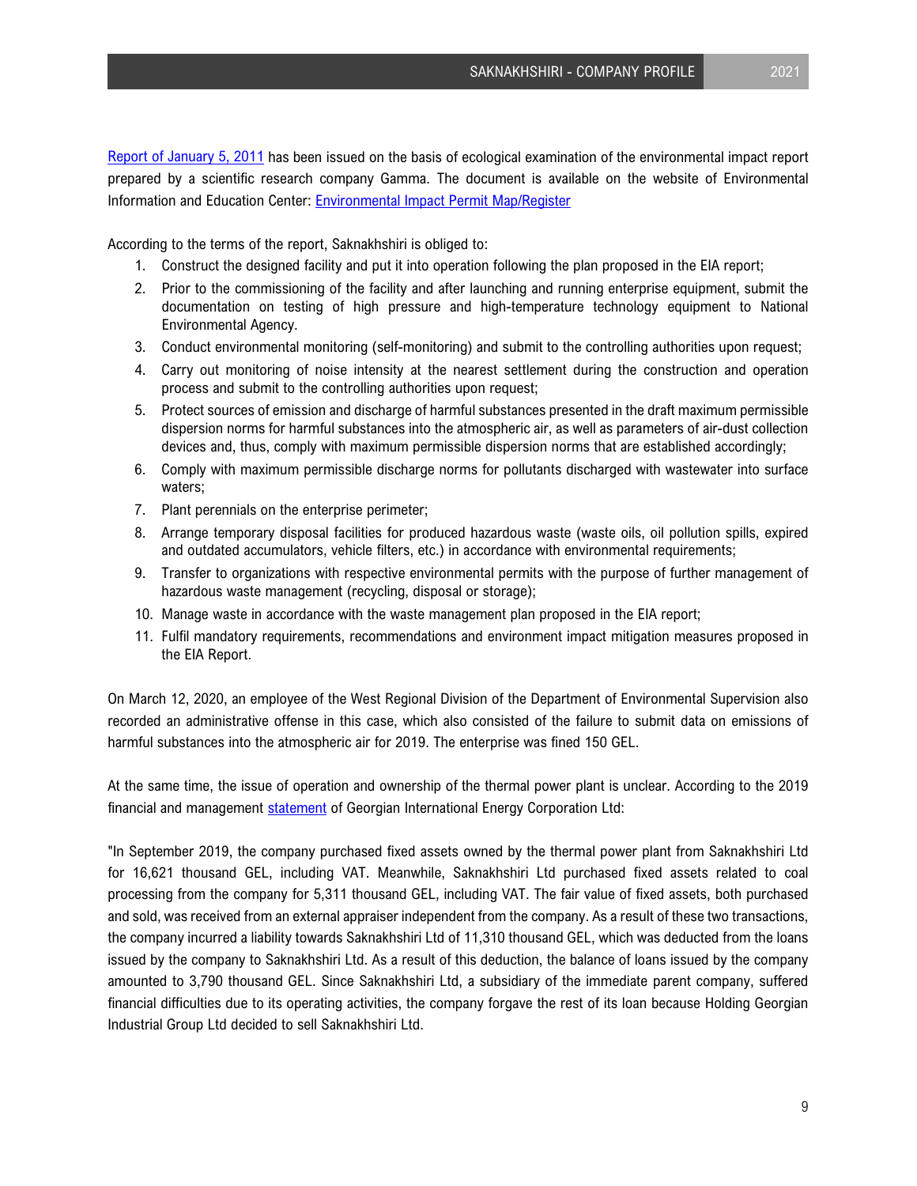Report of January 5, 2011 has been issued on the basis of ecological examination of the environmental impact report prepared by a scientific research company Gamma. The document is available on the website of Environmental Information and Education Center: Environmental Impact Permit Map/Register

According to the terms of the report, Saknakhshiri is obliged to:

1. Construct the designed facility and put it into operation following the plan proposed in the EIA report;
2. Prior to the commissioning of the facility and after launching and running enterprise equipment, submit the documentation on testing of high pressure and high-temperature technology equipment to National Environmental Agency.
3. Conduct environmental monitoring (self-monitoring) and submit to the controlling authorities upon request;
4. Carry out monitoring of noise intensity at the nearest settlement during the construction and operation process and submit to the controlling authorities upon request;
5. Protect sources of emission and discharge of harmful substances presented in the draft maximum permissible dispersion norms for harmful substances into the atmospheric air, as well as parameters of air-dust collection devices and, thus, comply with maximum permissible dispersion norms that are established accordingly;
6. Comply with maximum permissible discharge norms for pollutants discharged with wastewater into surface waters;
7. Plant perennials on the enterprise perimeter;
8. Arrange temporary disposal facilities for produced hazardous waste (waste oils, oil pollution spills, expired and outdated accumulators, vehicle filters, etc.) in accordance with environmental requirements;
9. Transfer to organizations with respective environmental permits with the purpose of further management of hazardous waste management (recycling, disposal or storage);
10. Manage waste in accordance with the waste management plan proposed in the EIA report;
11. Fulfil mandatory requirements, recommendations and environment impact mitigation measures proposed in the EIA Report.

On March 12, 2020, an employee of the West Regional Division of the Department of Environmental Supervision also recorded an administrative offense in this case, which also consisted of the failure to submit data on emissions of harmful substances into the atmospheric air for 2019. The enterprise was fined 150 GEL.

At the same time, the issue of operation and ownership of the thermal power plant is unclear. According to the 2019 financial and management statement of Georgian International Energy Corporation Ltd:

"In September 2019, the company purchased fixed assets owned by the thermal power plant from Saknakhshiri Ltd for 16,621 thousand GEL, including VAT. Meanwhile, Saknakhshiri Ltd purchased fixed assets related to coal processing from the company for 5,311 thousand GEL, including VAT. The fair value of fixed assets, both purchased and sold, was received from an external appraiser independent from the company. As a result of these two transactions, the company incurred a liability towards Saknakhshiri Ltd of 11,310 thousand GEL, which was deducted from the loans issued by the company to Saknakhshiri Ltd. As a result of this deduction, the balance of loans issued by the company amounted to 3,790 thousand GEL. Since Saknakhshiri Ltd, a subsidiary of the immediate parent company, suffered financial difficulties due to its operating activities, the company forgave the rest of its loan because Holding Georgian Industrial Group Ltd decided to sell Saknakhshiri Ltd.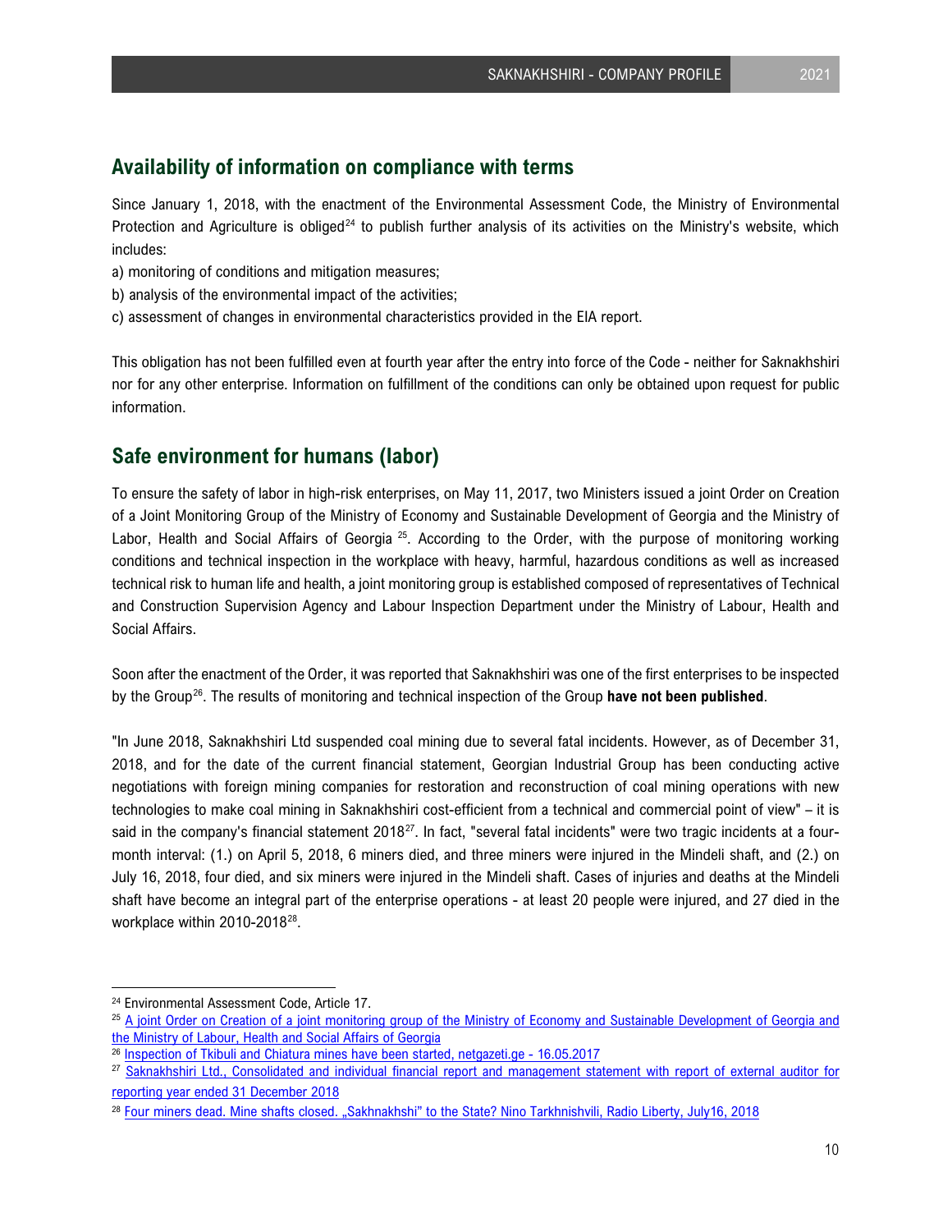## Availability of information on compliance with terms

Since January 1, 2018, with the enactment of the Environmental Assessment Code, the Ministry of Environmental Protection and Agriculture is obliged[24] to publish further analysis of its activities on the Ministry's website, which includes:

a) monitoring of conditions and mitigation measures;

b) analysis of the environmental impact of the activities;

c) assessment of changes in environmental characteristics provided in the EIA report.

This obligation has not been fulfilled even at fourth year after the entry into force of the Code - neither for Saknakhshiri nor for any other enterprise. Information on fulfillment of the conditions can only be obtained upon request for public information.

## Safe environment for humans (labor)

To ensure the safety of labor in high-risk enterprises, on May 11, 2017, two Ministers issued a joint Order on Creation of a Joint Monitoring Group of the Ministry of Economy and Sustainable Development of Georgia and the Ministry of Labor, Health and Social Affairs of Georgia [25]. According to the Order, with the purpose of monitoring working conditions and technical inspection in the workplace with heavy, harmful, hazardous conditions as well as increased technical risk to human life and health, a joint monitoring group is established composed of representatives of Technical and Construction Supervision Agency and Labour Inspection Department under the Ministry of Labour, Health and Social Affairs.

Soon after the enactment of the Order, it was reported that Saknakhshiri was one of the first enterprises to be inspected by the Group[26]. The results of monitoring and technical inspection of the Group **have not been published**.

"In June 2018, Saknakhshiri Ltd suspended coal mining due to several fatal incidents. However, as of December 31, 2018, and for the date of the current financial statement, Georgian Industrial Group has been conducting active negotiations with foreign mining companies for restoration and reconstruction of coal mining operations with new technologies to make coal mining in Saknakhshiri cost-efficient from a technical and commercial point of view" – it is said in the company's financial statement 2018[27]. In fact, "several fatal incidents" were two tragic incidents at a four-month interval: (1.) on April 5, 2018, 6 miners died, and three miners were injured in the Mindeli shaft, and (2.) on July 16, 2018, four died, and six miners were injured in the Mindeli shaft. Cases of injuries and deaths at the Mindeli shaft have become an integral part of the enterprise operations - at least 20 people were injured, and 27 died in the workplace within 2010-2018[28].

---

[24] Environmental Assessment Code, Article 17.

[25] A joint Order on Creation of a joint monitoring group of the Ministry of Economy and Sustainable Development of Georgia and the Ministry of Labour, Health and Social Affairs of Georgia

[26] Inspection of Tkibuli and Chiatura mines have been started, netgazeti.ge - 16.05.2017

[27] Saknakhshiri Ltd., Consolidated and individual financial report and management statement with report of external auditor for reporting year ended 31 December 2018

[28] Four miners dead. Mine shafts closed. „Sakhnakhshi" to the State? Nino Tarkhnishvili, Radio Liberty, July16, 2018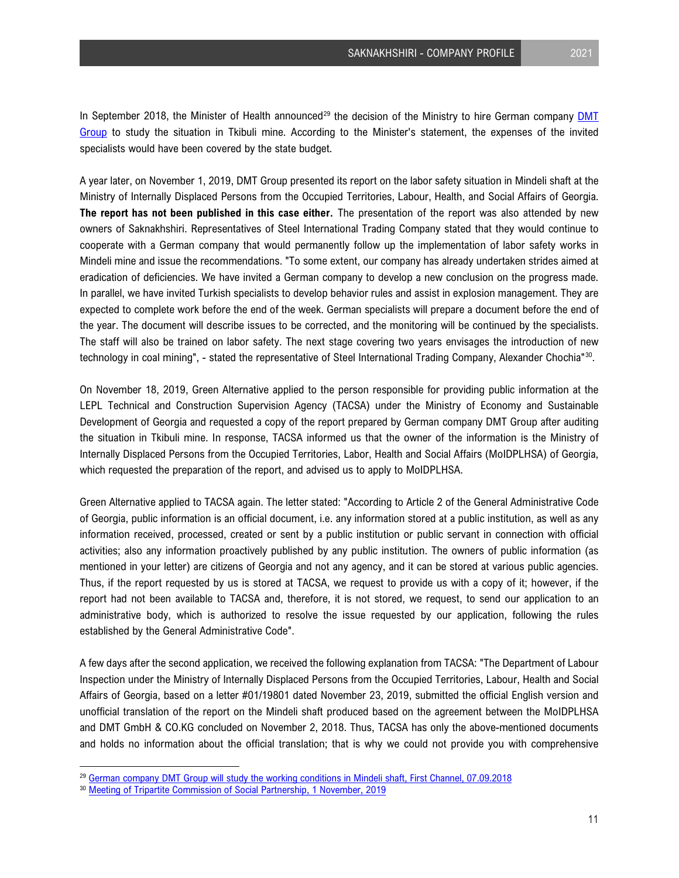In September 2018, the Minister of Health announced[29] the decision of the Ministry to hire German company DMT Group to study the situation in Tkibuli mine. According to the Minister's statement, the expenses of the invited specialists would have been covered by the state budget.

A year later, on November 1, 2019, DMT Group presented its report on the labor safety situation in Mindeli shaft at the Ministry of Internally Displaced Persons from the Occupied Territories, Labour, Health, and Social Affairs of Georgia. **The report has not been published in this case either.** The presentation of the report was also attended by new owners of Saknakhshiri. Representatives of Steel International Trading Company stated that they would continue to cooperate with a German company that would permanently follow up the implementation of labor safety works in Mindeli mine and issue the recommendations. "To some extent, our company has already undertaken strides aimed at eradication of deficiencies. We have invited a German company to develop a new conclusion on the progress made. In parallel, we have invited Turkish specialists to develop behavior rules and assist in explosion management. They are expected to complete work before the end of the week. German specialists will prepare a document before the end of the year. The document will describe issues to be corrected, and the monitoring will be continued by the specialists. The staff will also be trained on labor safety. The next stage covering two years envisages the introduction of new technology in coal mining", - stated the representative of Steel International Trading Company, Alexander Chochia"[30].

On November 18, 2019, Green Alternative applied to the person responsible for providing public information at the LEPL Technical and Construction Supervision Agency (TACSA) under the Ministry of Economy and Sustainable Development of Georgia and requested a copy of the report prepared by German company DMT Group after auditing the situation in Tkibuli mine. In response, TACSA informed us that the owner of the information is the Ministry of Internally Displaced Persons from the Occupied Territories, Labor, Health and Social Affairs (MoIDPLHSA) of Georgia, which requested the preparation of the report, and advised us to apply to MoIDPLHSA.

Green Alternative applied to TACSA again. The letter stated: "According to Article 2 of the General Administrative Code of Georgia, public information is an official document, i.e. any information stored at a public institution, as well as any information received, processed, created or sent by a public institution or public servant in connection with official activities; also any information proactively published by any public institution. The owners of public information (as mentioned in your letter) are citizens of Georgia and not any agency, and it can be stored at various public agencies. Thus, if the report requested by us is stored at TACSA, we request to provide us with a copy of it; however, if the report had not been available to TACSA and, therefore, it is not stored, we request, to send our application to an administrative body, which is authorized to resolve the issue requested by our application, following the rules established by the General Administrative Code".

A few days after the second application, we received the following explanation from TACSA: "The Department of Labour Inspection under the Ministry of Internally Displaced Persons from the Occupied Territories, Labour, Health and Social Affairs of Georgia, based on a letter #01/19801 dated November 23, 2019, submitted the official English version and unofficial translation of the report on the Mindeli shaft produced based on the agreement between the MoIDPLHSA and DMT GmbH & CO.KG concluded on November 2, 2018. Thus, TACSA has only the above-mentioned documents and holds no information about the official translation; that is why we could not provide you with comprehensive

---

[29] German company DMT Group will study the working conditions in Mindeli shaft, First Channel, 07.09.2018

[30] Meeting of Tripartite Commission of Social Partnership, 1 November, 2019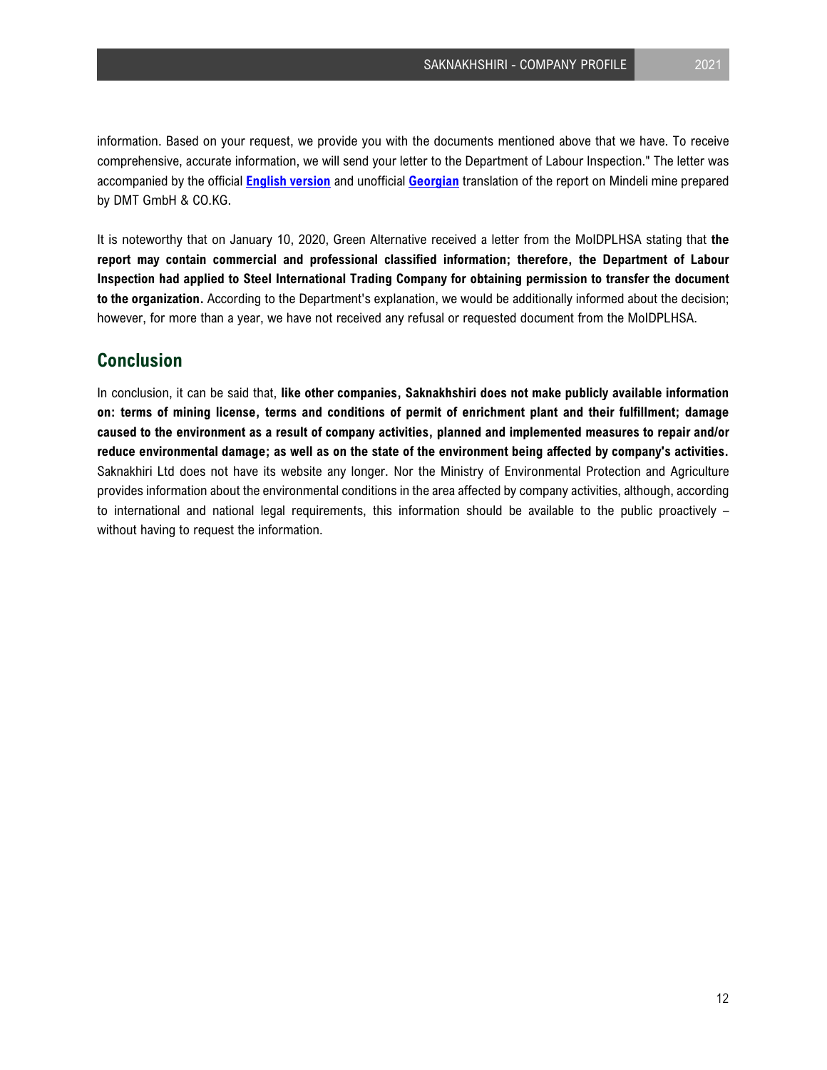information. Based on your request, we provide you with the documents mentioned above that we have. To receive comprehensive, accurate information, we will send your letter to the Department of Labour Inspection." The letter was accompanied by the official **English version** and unofficial **Georgian** translation of the report on Mindeli mine prepared by DMT GmbH & CO.KG.

It is noteworthy that on January 10, 2020, Green Alternative received a letter from the MoIDPLHSA stating that **the report may contain commercial and professional classified information; therefore, the Department of Labour Inspection had applied to Steel International Trading Company for obtaining permission to transfer the document to the organization.** According to the Department's explanation, we would be additionally informed about the decision; however, for more than a year, we have not received any refusal or requested document from the MoIDPLHSA.

## Conclusion

In conclusion, it can be said that, **like other companies, Saknakhshiri does not make publicly available information on: terms of mining license, terms and conditions of permit of enrichment plant and their fulfillment; damage caused to the environment as a result of company activities, planned and implemented measures to repair and/or reduce environmental damage; as well as on the state of the environment being affected by company's activities.** Saknakhiri Ltd does not have its website any longer. Nor the Ministry of Environmental Protection and Agriculture provides information about the environmental conditions in the area affected by company activities, although, according to international and national legal requirements, this information should be available to the public proactively – without having to request the information.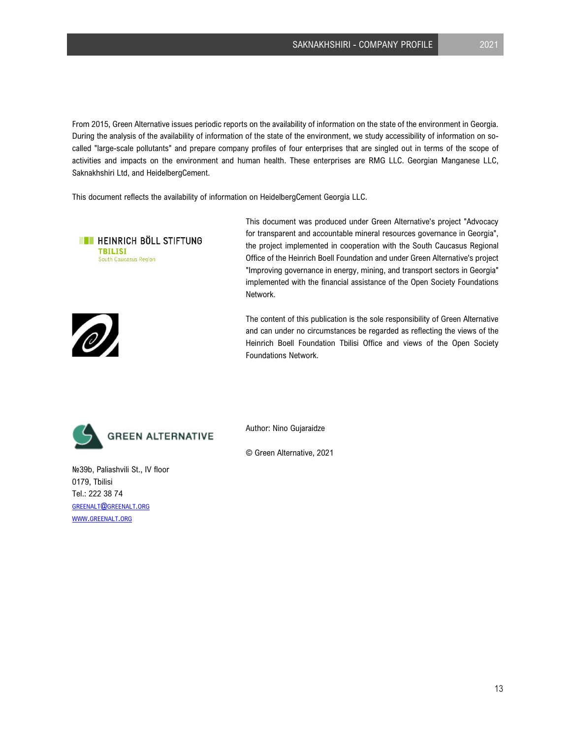From 2015, Green Alternative issues periodic reports on the availability of information on the state of the environment in Georgia. During the analysis of the availability of information of the state of the environment, we study accessibility of information on so-called "large-scale pollutants" and prepare company profiles of four enterprises that are singled out in terms of the scope of activities and impacts on the environment and human health. These enterprises are RMG LLC. Georgian Manganese LLC, Saknakhshiri Ltd, and HeidelbergCement.

This document reflects the availability of information on HeidelbergCement Georgia LLC.

HEINRICH BÖLL STIFTUNG
TBILISI
South Caucasus Region

This document was produced under Green Alternative's project "Advocacy for transparent and accountable mineral resources governance in Georgia", the project implemented in cooperation with the South Caucasus Regional Office of the Heinrich Boell Foundation and under Green Alternative's project "Improving governance in energy, mining, and transport sectors in Georgia" implemented with the financial assistance of the Open Society Foundations Network.

The content of this publication is the sole responsibility of Green Alternative and can under no circumstances be regarded as reflecting the views of the Heinrich Boell Foundation Tbilisi Office and views of the Open Society Foundations Network.

GREEN ALTERNATIVE

№39b, Paliashvili St., IV floor
0179, Tbilisi
Tel.: 222 38 74
GREENALT@GREENALT.ORG
WWW.GREENALT.ORG

Author: Nino Gujaraidze

© Green Alternative, 2021